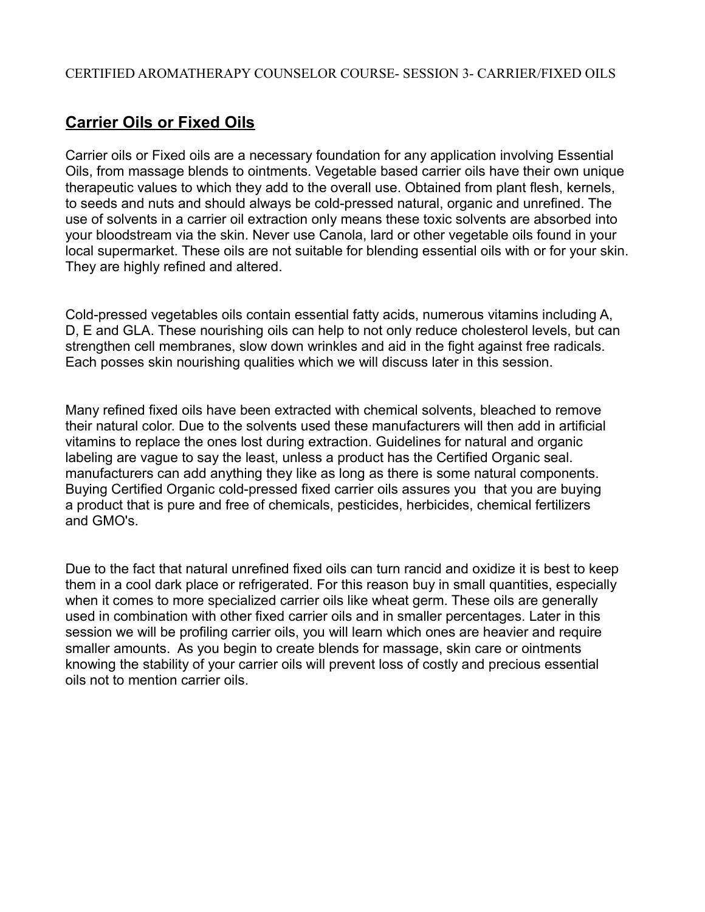CERTIFIED AROMATHERAPY COUNSELOR COURSE- SESSION 3- CARRIER/FIXED OILS

## Carrier Oils or Fixed Oils

Carrier oils or Fixed oils are a necessary foundation for any application involving Essential Oils, from massage blends to ointments. Vegetable based carrier oils have their own unique therapeutic values to which they add to the overall use. Obtained from plant flesh, kernels, to seeds and nuts and should always be cold-pressed natural, organic and unrefined. The use of solvents in a carrier oil extraction only means these toxic solvents are absorbed into your bloodstream via the skin. Never use Canola, lard or other vegetable oils found in your local supermarket. These oils are not suitable for blending essential oils with or for your skin. They are highly refined and altered.

Cold-pressed vegetables oils contain essential fatty acids, numerous vitamins including A, D, E and GLA. These nourishing oils can help to not only reduce cholesterol levels, but can strengthen cell membranes, slow down wrinkles and aid in the fight against free radicals. Each posses skin nourishing qualities which we will discuss later in this session.

Many refined fixed oils have been extracted with chemical solvents, bleached to remove their natural color. Due to the solvents used these manufacturers will then add in artificial vitamins to replace the ones lost during extraction. Guidelines for natural and organic labeling are vague to say the least, unless a product has the Certified Organic seal. manufacturers can add anything they like as long as there is some natural components. Buying Certified Organic cold-pressed fixed carrier oils assures you that you are buying a product that is pure and free of chemicals, pesticides, herbicides, chemical fertilizers and GMO's.

Due to the fact that natural unrefined fixed oils can turn rancid and oxidize it is best to keep them in a cool dark place or refrigerated. For this reason buy in small quantities, especially when it comes to more specialized carrier oils like wheat germ. These oils are generally used in combination with other fixed carrier oils and in smaller percentages. Later in this session we will be profiling carrier oils, you will learn which ones are heavier and require smaller amounts. As you begin to create blends for massage, skin care or ointments knowing the stability of your carrier oils will prevent loss of costly and precious essential oils not to mention carrier oils.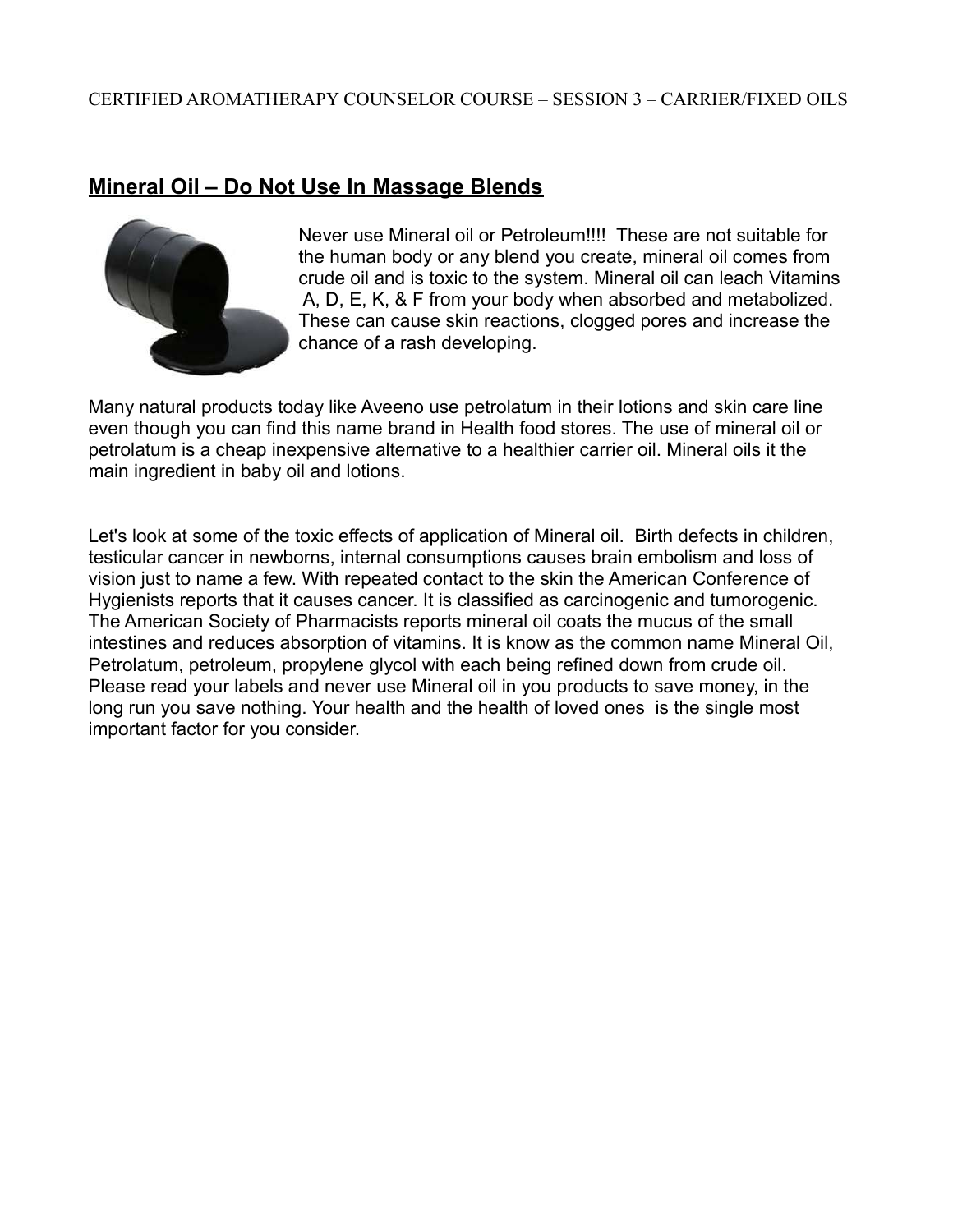## Mineral Oil – Do Not Use In Massage Blends

Never use Mineral oil or Petroleum!!!! These are not suitable for the human body or any blend you create, mineral oil comes from crude oil and is toxic to the system. Mineral oil can leach Vitamins A, D, E, K, & F from your body when absorbed and metabolized. These can cause skin reactions, clogged pores and increase the chance of a rash developing.

Many natural products today like Aveeno use petrolatum in their lotions and skin care line even though you can find this name brand in Health food stores. The use of mineral oil or petrolatum is a cheap inexpensive alternative to a healthier carrier oil. Mineral oils it the main ingredient in baby oil and lotions.

Let's look at some of the toxic effects of application of Mineral oil. Birth defects in children, testicular cancer in newborns, internal consumptions causes brain embolism and loss of vision just to name a few. With repeated contact to the skin the American Conference of Hygienists reports that it causes cancer. It is classified as carcinogenic and tumorogenic. The American Society of Pharmacists reports mineral oil coats the mucus of the small intestines and reduces absorption of vitamins. It is know as the common name Mineral Oil, Petrolatum, petroleum, propylene glycol with each being refined down from crude oil. Please read your labels and never use Mineral oil in you products to save money, in the long run you save nothing. Your health and the health of loved ones is the single most important factor for you consider.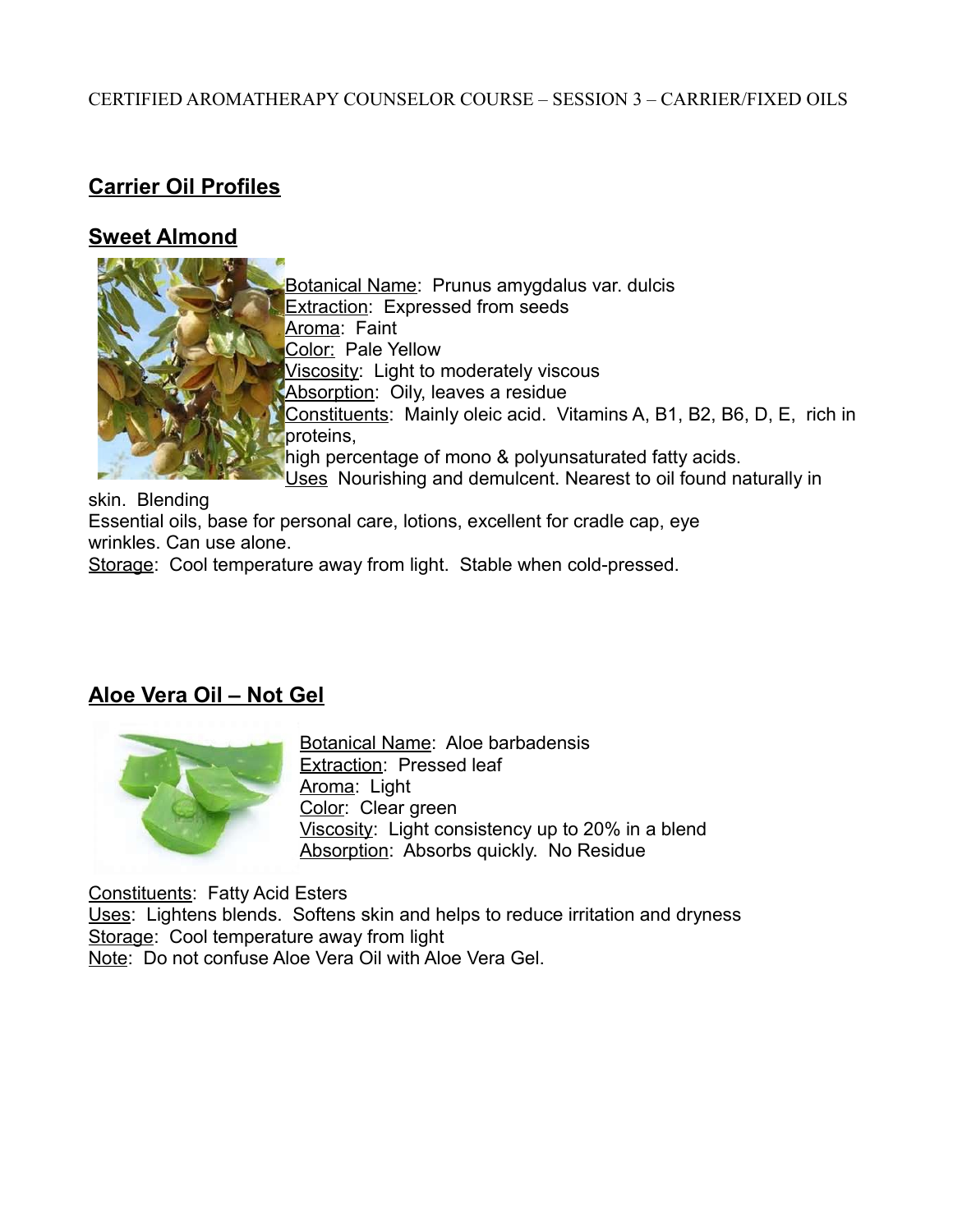## Carrier Oil Profiles

## Sweet Almond

Botanical Name: Prunus amygdalus var. dulcis
Extraction: Expressed from seeds
Aroma: Faint
Color: Pale Yellow
Viscosity: Light to moderately viscous
Absorption: Oily, leaves a residue
Constituents: Mainly oleic acid. Vitamins A, B1, B2, B6, D, E, rich in proteins,
high percentage of mono & polyunsaturated fatty acids.
Uses Nourishing and demulcent. Nearest to oil found naturally in skin. Blending
Essential oils, base for personal care, lotions, excellent for cradle cap, eye wrinkles. Can use alone.
Storage: Cool temperature away from light. Stable when cold-pressed.

## Aloe Vera Oil – Not Gel

Botanical Name: Aloe barbadensis
Extraction: Pressed leaf
Aroma: Light
Color: Clear green
Viscosity: Light consistency up to 20% in a blend
Absorption: Absorbs quickly. No Residue

Constituents: Fatty Acid Esters
Uses: Lightens blends. Softens skin and helps to reduce irritation and dryness
Storage: Cool temperature away from light
Note: Do not confuse Aloe Vera Oil with Aloe Vera Gel.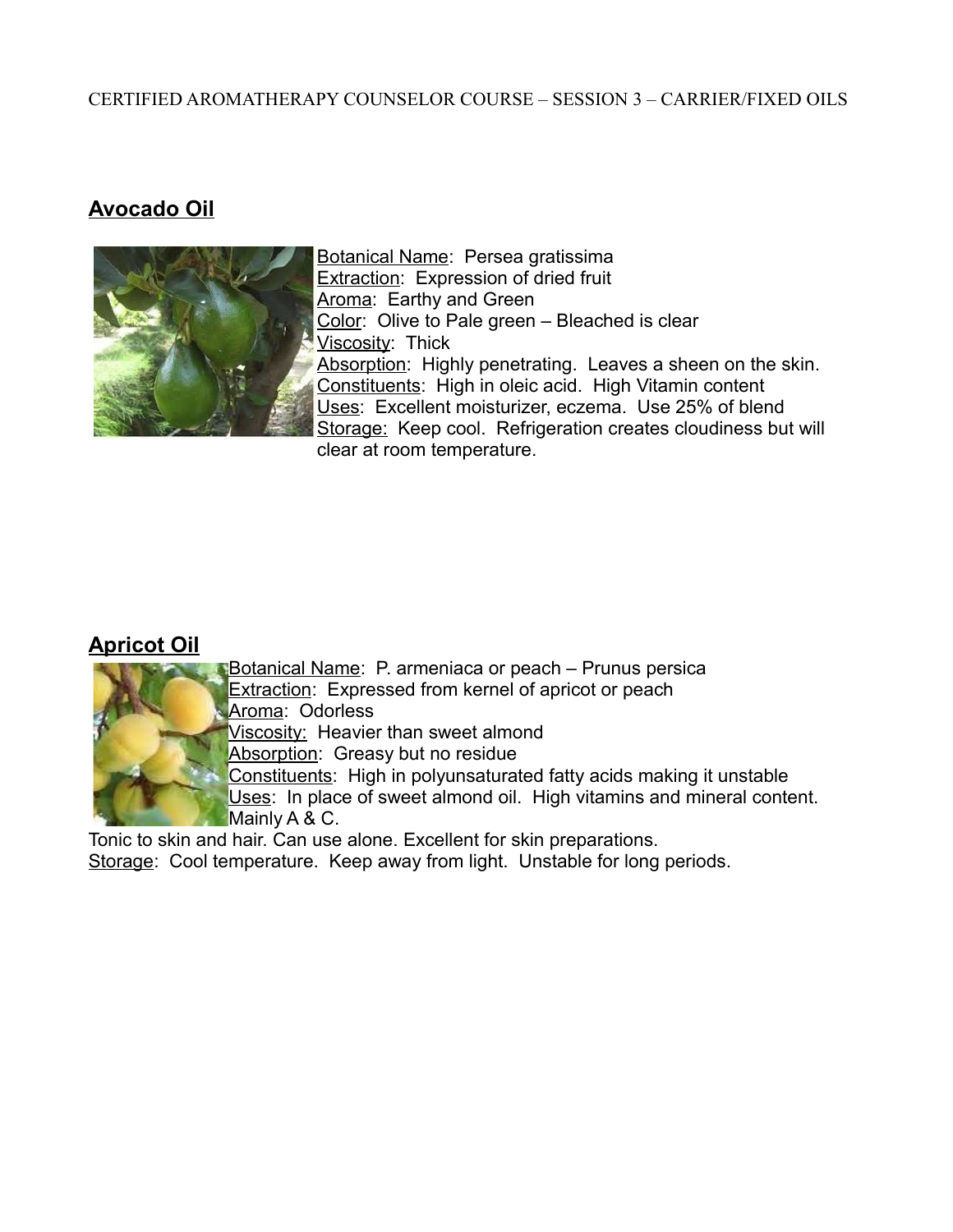## Avocado Oil

Botanical Name: Persea gratissima
Extraction: Expression of dried fruit
Aroma: Earthy and Green
Color: Olive to Pale green – Bleached is clear
Viscosity: Thick
Absorption: Highly penetrating. Leaves a sheen on the skin.
Constituents: High in oleic acid. High Vitamin content
Uses: Excellent moisturizer, eczema. Use 25% of blend
Storage: Keep cool. Refrigeration creates cloudiness but will clear at room temperature.

## Apricot Oil

Botanical Name: P. armeniaca or peach – Prunus persica
Extraction: Expressed from kernel of apricot or peach
Aroma: Odorless
Viscosity: Heavier than sweet almond
Absorption: Greasy but no residue
Constituents: High in polyunsaturated fatty acids making it unstable
Uses: In place of sweet almond oil. High vitamins and mineral content. Mainly A & C.
Tonic to skin and hair. Can use alone. Excellent for skin preparations.
Storage: Cool temperature. Keep away from light. Unstable for long periods.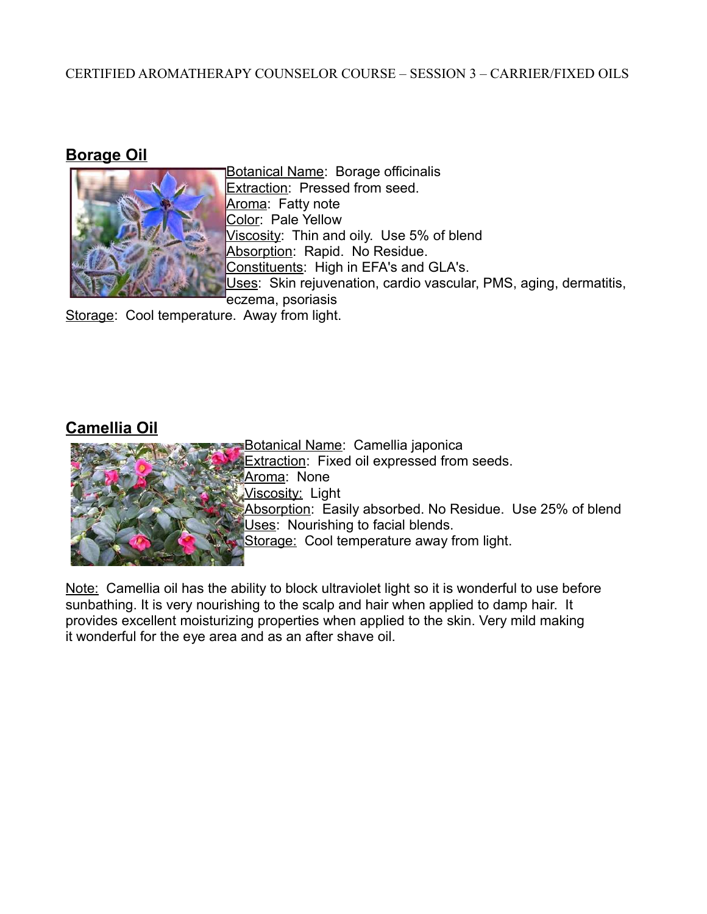## Borage Oil

Botanical Name: Borage officinalis
Extraction: Pressed from seed.
Aroma: Fatty note
Color: Pale Yellow
Viscosity: Thin and oily. Use 5% of blend
Absorption: Rapid. No Residue.
Constituents: High in EFA's and GLA's.
Uses: Skin rejuvenation, cardio vascular, PMS, aging, dermatitis, eczema, psoriasis
Storage: Cool temperature. Away from light.

## Camellia Oil

Botanical Name: Camellia japonica
Extraction: Fixed oil expressed from seeds.
Aroma: None
Viscosity: Light
Absorption: Easily absorbed. No Residue. Use 25% of blend
Uses: Nourishing to facial blends.
Storage: Cool temperature away from light.

Note: Camellia oil has the ability to block ultraviolet light so it is wonderful to use before sunbathing. It is very nourishing to the scalp and hair when applied to damp hair. It provides excellent moisturizing properties when applied to the skin. Very mild making it wonderful for the eye area and as an after shave oil.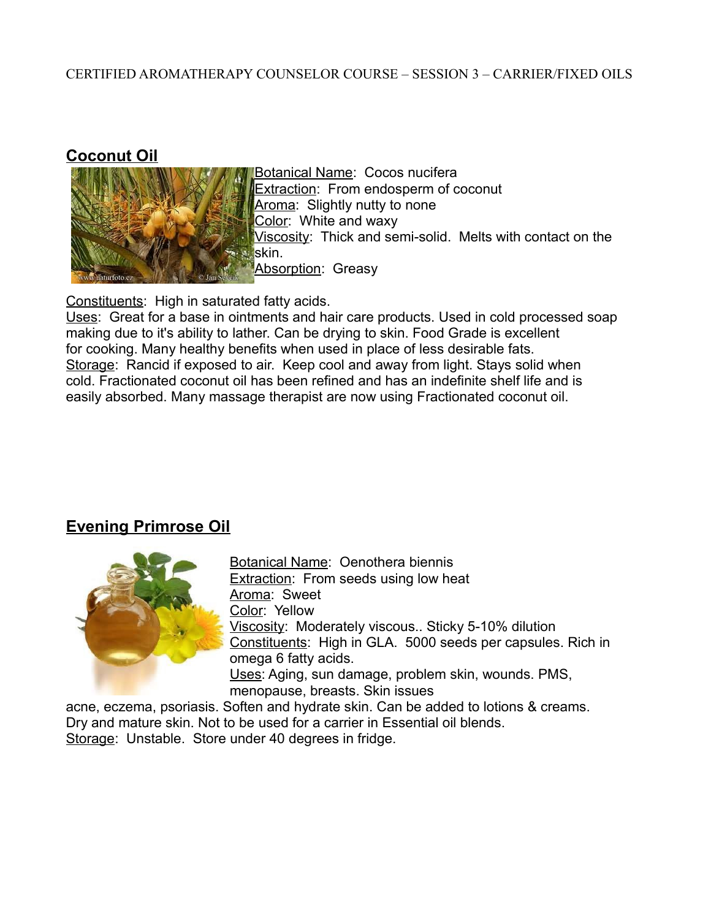## Coconut Oil

Botanical Name: Cocos nucifera
Extraction: From endosperm of coconut
Aroma: Slightly nutty to none
Color: White and waxy
Viscosity: Thick and semi-solid. Melts with contact on the skin.
Absorption: Greasy

Constituents: High in saturated fatty acids.
Uses: Great for a base in ointments and hair care products. Used in cold processed soap making due to it's ability to lather. Can be drying to skin. Food Grade is excellent for cooking. Many healthy benefits when used in place of less desirable fats.
Storage: Rancid if exposed to air. Keep cool and away from light. Stays solid when cold. Fractionated coconut oil has been refined and has an indefinite shelf life and is easily absorbed. Many massage therapist are now using Fractionated coconut oil.

## Evening Primrose Oil

Botanical Name: Oenothera biennis
Extraction: From seeds using low heat
Aroma: Sweet
Color: Yellow
Viscosity: Moderately viscous.. Sticky 5-10% dilution
Constituents: High in GLA. 5000 seeds per capsules. Rich in omega 6 fatty acids.
Uses: Aging, sun damage, problem skin, wounds. PMS, menopause, breasts. Skin issues acne, eczema, psoriasis. Soften and hydrate skin. Can be added to lotions & creams. Dry and mature skin. Not to be used for a carrier in Essential oil blends.
Storage: Unstable. Store under 40 degrees in fridge.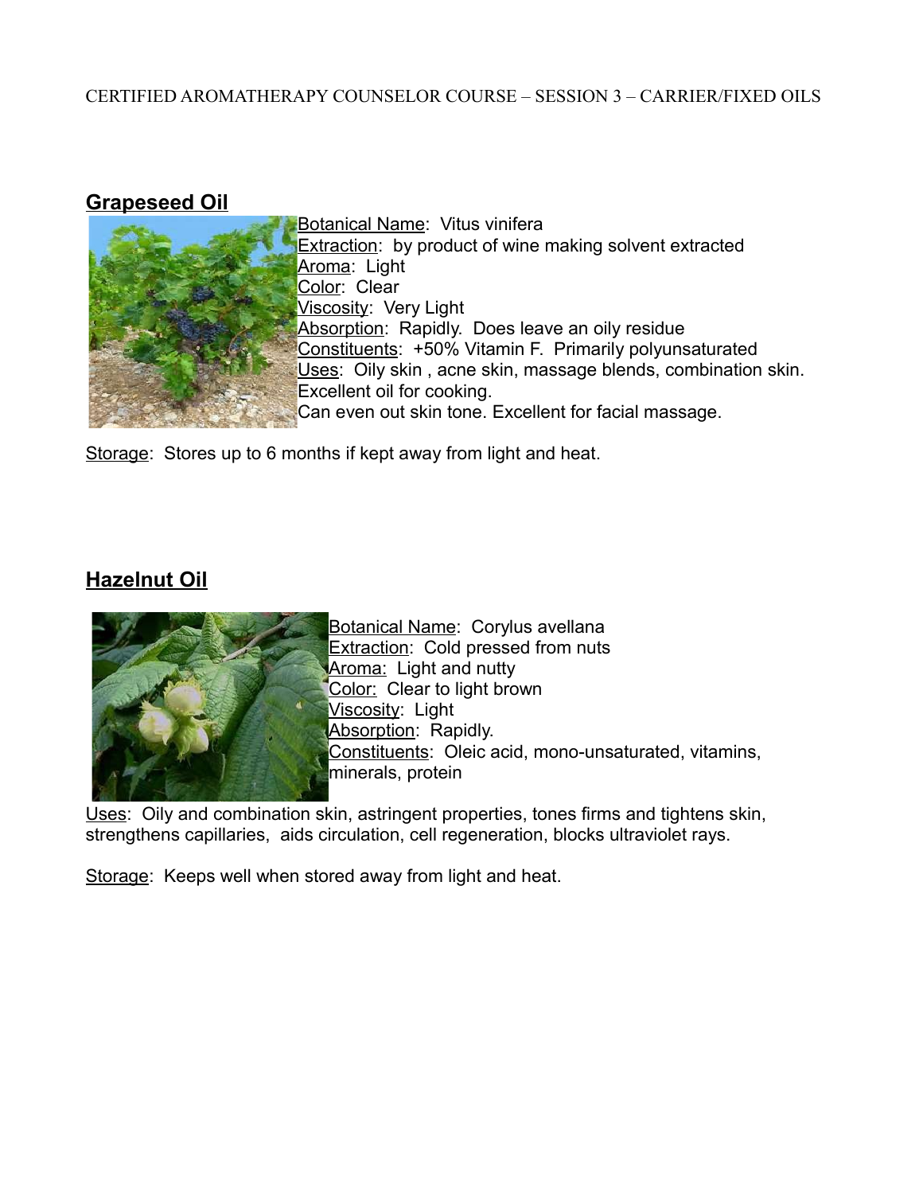## Grapeseed Oil

Botanical Name: Vitus vinifera
Extraction: by product of wine making solvent extracted
Aroma: Light
Color: Clear
Viscosity: Very Light
Absorption: Rapidly. Does leave an oily residue
Constituents: +50% Vitamin F. Primarily polyunsaturated
Uses: Oily skin , acne skin, massage blends, combination skin. Excellent oil for cooking.
Can even out skin tone. Excellent for facial massage.

Storage: Stores up to 6 months if kept away from light and heat.

## Hazelnut Oil

Botanical Name: Corylus avellana
Extraction: Cold pressed from nuts
Aroma: Light and nutty
Color: Clear to light brown
Viscosity: Light
Absorption: Rapidly.
Constituents: Oleic acid, mono-unsaturated, vitamins, minerals, protein

Uses: Oily and combination skin, astringent properties, tones firms and tightens skin, strengthens capillaries, aids circulation, cell regeneration, blocks ultraviolet rays.

Storage: Keeps well when stored away from light and heat.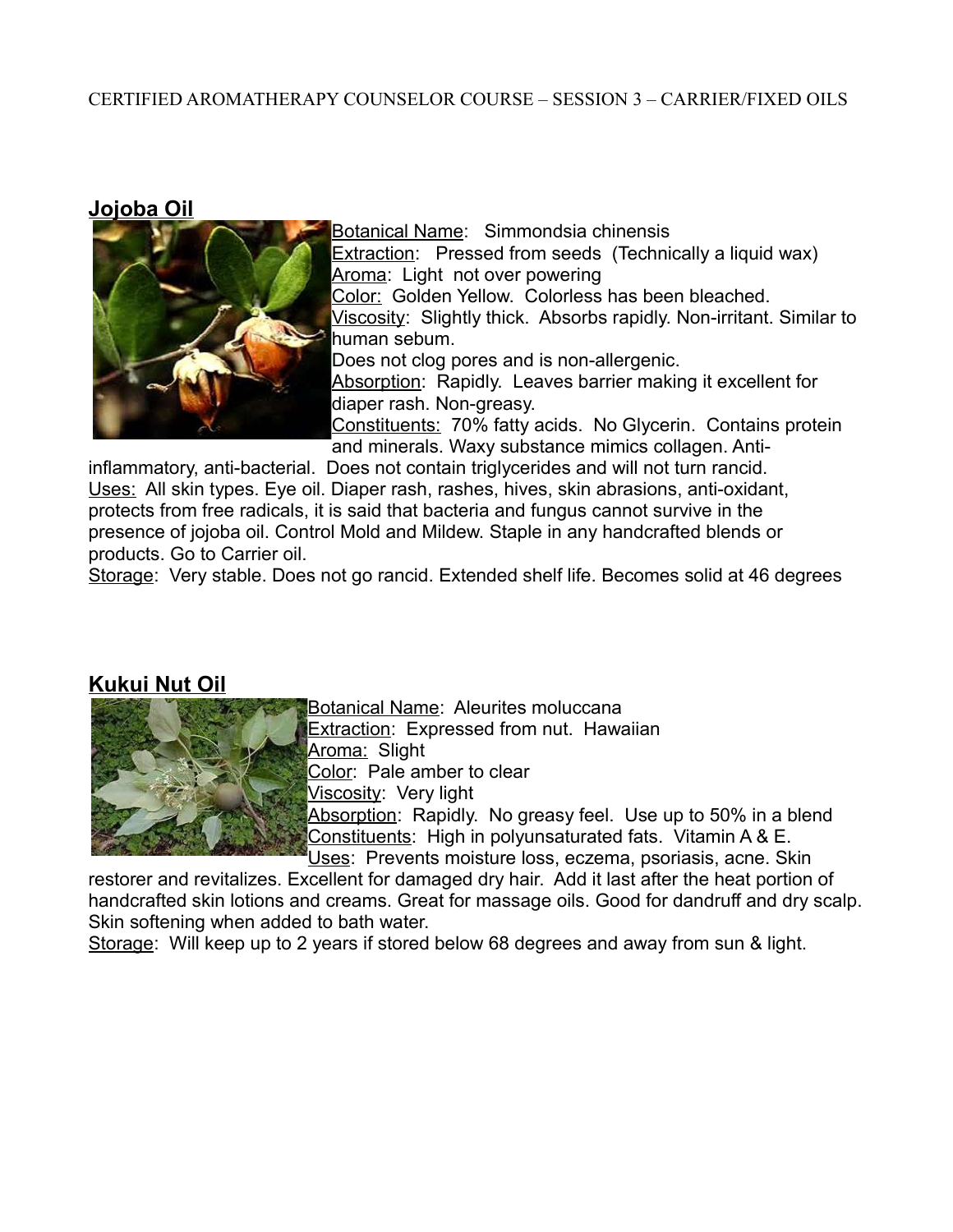CERTIFIED AROMATHERAPY COUNSELOR COURSE – SESSION 3 – CARRIER/FIXED OILS

## Jojoba Oil

Botanical Name: Simmondsia chinensis
Extraction: Pressed from seeds (Technically a liquid wax)
Aroma: Light not over powering
Color: Golden Yellow. Colorless has been bleached.
Viscosity: Slightly thick. Absorbs rapidly. Non-irritant. Similar to human sebum.
Does not clog pores and is non-allergenic.
Absorption: Rapidly. Leaves barrier making it excellent for diaper rash. Non-greasy.
Constituents: 70% fatty acids. No Glycerin. Contains protein and minerals. Waxy substance mimics collagen. Anti-inflammatory, anti-bacterial. Does not contain triglycerides and will not turn rancid.
Uses: All skin types. Eye oil. Diaper rash, rashes, hives, skin abrasions, anti-oxidant, protects from free radicals, it is said that bacteria and fungus cannot survive in the presence of jojoba oil. Control Mold and Mildew. Staple in any handcrafted blends or products. Go to Carrier oil.
Storage: Very stable. Does not go rancid. Extended shelf life. Becomes solid at 46 degrees

## Kukui Nut Oil

Botanical Name: Aleurites moluccana
Extraction: Expressed from nut. Hawaiian
Aroma: Slight
Color: Pale amber to clear
Viscosity: Very light
Absorption: Rapidly. No greasy feel. Use up to 50% in a blend
Constituents: High in polyunsaturated fats. Vitamin A & E.
Uses: Prevents moisture loss, eczema, psoriasis, acne. Skin restorer and revitalizes. Excellent for damaged dry hair. Add it last after the heat portion of handcrafted skin lotions and creams. Great for massage oils. Good for dandruff and dry scalp. Skin softening when added to bath water.
Storage: Will keep up to 2 years if stored below 68 degrees and away from sun & light.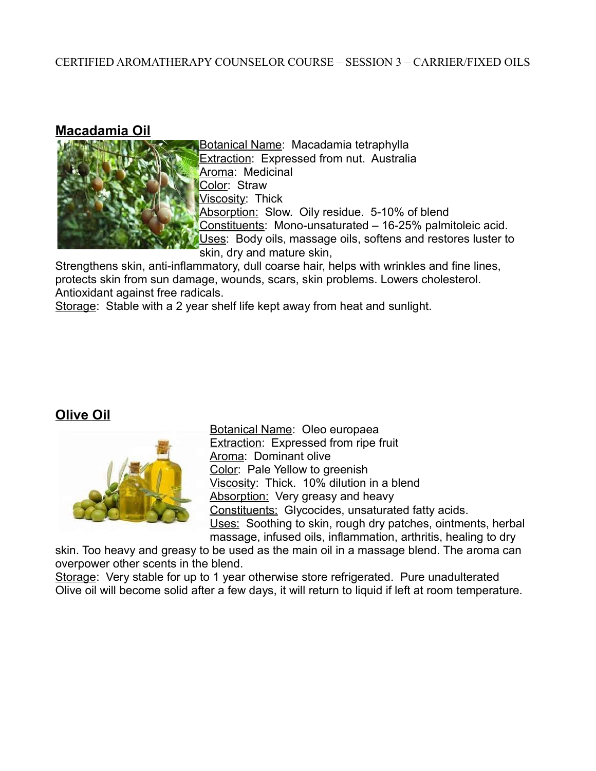## Macadamia Oil

Botanical Name: Macadamia tetraphylla
Extraction: Expressed from nut. Australia
Aroma: Medicinal
Color: Straw
Viscosity: Thick
Absorption: Slow. Oily residue. 5-10% of blend
Constituents: Mono-unsaturated – 16-25% palmitoleic acid.
Uses: Body oils, massage oils, softens and restores luster to skin, dry and mature skin,
Strengthens skin, anti-inflammatory, dull coarse hair, helps with wrinkles and fine lines, protects skin from sun damage, wounds, scars, skin problems. Lowers cholesterol. Antioxidant against free radicals.
Storage: Stable with a 2 year shelf life kept away from heat and sunlight.

## Olive Oil

Botanical Name: Oleo europaea
Extraction: Expressed from ripe fruit
Aroma: Dominant olive
Color: Pale Yellow to greenish
Viscosity: Thick. 10% dilution in a blend
Absorption: Very greasy and heavy
Constituents: Glycocides, unsaturated fatty acids.
Uses: Soothing to skin, rough dry patches, ointments, herbal massage, infused oils, inflammation, arthritis, healing to dry skin. Too heavy and greasy to be used as the main oil in a massage blend. The aroma can overpower other scents in the blend.
Storage: Very stable for up to 1 year otherwise store refrigerated. Pure unadulterated Olive oil will become solid after a few days, it will return to liquid if left at room temperature.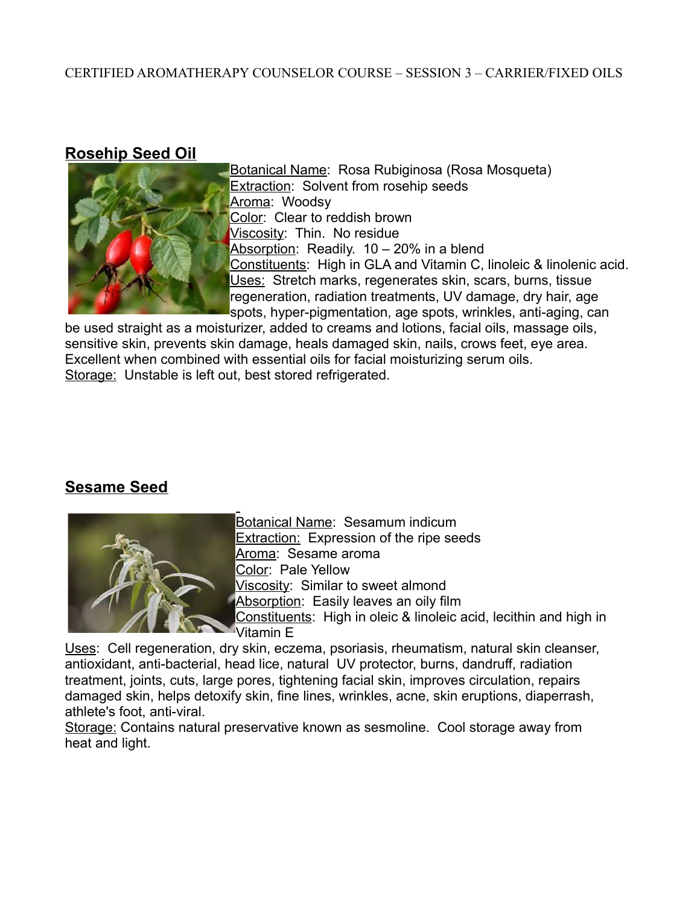## Rosehip Seed Oil

Botanical Name: Rosa Rubiginosa (Rosa Mosqueta)
Extraction: Solvent from rosehip seeds
Aroma: Woodsy
Color: Clear to reddish brown
Viscosity: Thin. No residue
Absorption: Readily. 10 – 20% in a blend
Constituents: High in GLA and Vitamin C, linoleic & linolenic acid.
Uses: Stretch marks, regenerates skin, scars, burns, tissue regeneration, radiation treatments, UV damage, dry hair, age spots, hyper-pigmentation, age spots, wrinkles, anti-aging, can be used straight as a moisturizer, added to creams and lotions, facial oils, massage oils, sensitive skin, prevents skin damage, heals damaged skin, nails, crows feet, eye area. Excellent when combined with essential oils for facial moisturizing serum oils.
Storage: Unstable is left out, best stored refrigerated.

## Sesame Seed

Botanical Name: Sesamum indicum
Extraction: Expression of the ripe seeds
Aroma: Sesame aroma
Color: Pale Yellow
Viscosity: Similar to sweet almond
Absorption: Easily leaves an oily film
Constituents: High in oleic & linoleic acid, lecithin and high in Vitamin E
Uses: Cell regeneration, dry skin, eczema, psoriasis, rheumatism, natural skin cleanser, antioxidant, anti-bacterial, head lice, natural UV protector, burns, dandruff, radiation treatment, joints, cuts, large pores, tightening facial skin, improves circulation, repairs damaged skin, helps detoxify skin, fine lines, wrinkles, acne, skin eruptions, diaperrash, athlete's foot, anti-viral.
Storage: Contains natural preservative known as sesmoline. Cool storage away from heat and light.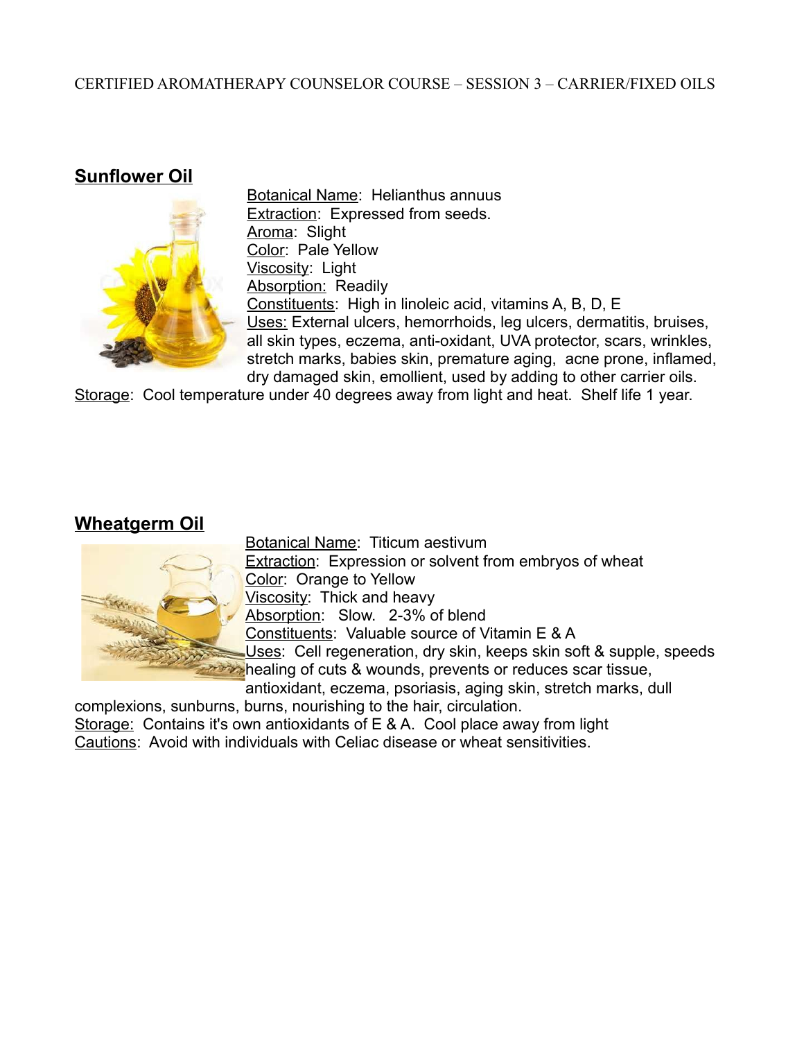## Sunflower Oil

Botanical Name: Helianthus annuus
Extraction: Expressed from seeds.
Aroma: Slight
Color: Pale Yellow
Viscosity: Light
Absorption: Readily
Constituents: High in linoleic acid, vitamins A, B, D, E
Uses: External ulcers, hemorrhoids, leg ulcers, dermatitis, bruises, all skin types, eczema, anti-oxidant, UVA protector, scars, wrinkles, stretch marks, babies skin, premature aging, acne prone, inflamed, dry damaged skin, emollient, used by adding to other carrier oils.
Storage: Cool temperature under 40 degrees away from light and heat. Shelf life 1 year.

## Wheatgerm Oil

Botanical Name: Titicum aestivum
Extraction: Expression or solvent from embryos of wheat
Color: Orange to Yellow
Viscosity: Thick and heavy
Absorption: Slow. 2-3% of blend
Constituents: Valuable source of Vitamin E & A
Uses: Cell regeneration, dry skin, keeps skin soft & supple, speeds healing of cuts & wounds, prevents or reduces scar tissue, antioxidant, eczema, psoriasis, aging skin, stretch marks, dull complexions, sunburns, burns, nourishing to the hair, circulation.
Storage: Contains it's own antioxidants of E & A. Cool place away from light
Cautions: Avoid with individuals with Celiac disease or wheat sensitivities.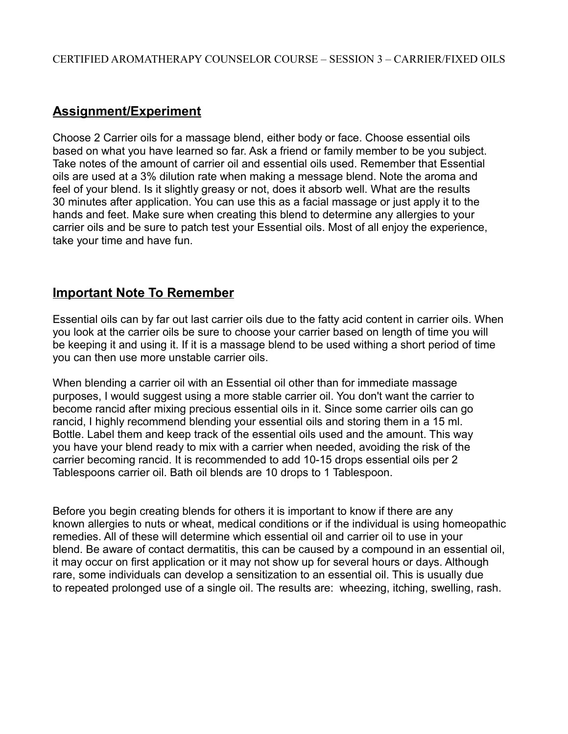## Assignment/Experiment

Choose 2 Carrier oils for a massage blend, either body or face. Choose essential oils based on what you have learned so far. Ask a friend or family member to be you subject. Take notes of the amount of carrier oil and essential oils used. Remember that Essential oils are used at a 3% dilution rate when making a message blend. Note the aroma and feel of your blend. Is it slightly greasy or not, does it absorb well. What are the results 30 minutes after application. You can use this as a facial massage or just apply it to the hands and feet. Make sure when creating this blend to determine any allergies to your carrier oils and be sure to patch test your Essential oils. Most of all enjoy the experience, take your time and have fun.

## Important Note To Remember

Essential oils can by far out last carrier oils due to the fatty acid content in carrier oils. When you look at the carrier oils be sure to choose your carrier based on length of time you will be keeping it and using it. If it is a massage blend to be used withing a short period of time you can then use more unstable carrier oils.

When blending a carrier oil with an Essential oil other than for immediate massage purposes, I would suggest using a more stable carrier oil. You don't want the carrier to become rancid after mixing precious essential oils in it. Since some carrier oils can go rancid, I highly recommend blending your essential oils and storing them in a 15 ml. Bottle. Label them and keep track of the essential oils used and the amount. This way you have your blend ready to mix with a carrier when needed, avoiding the risk of the carrier becoming rancid. It is recommended to add 10-15 drops essential oils per 2 Tablespoons carrier oil. Bath oil blends are 10 drops to 1 Tablespoon.

Before you begin creating blends for others it is important to know if there are any known allergies to nuts or wheat, medical conditions or if the individual is using homeopathic remedies. All of these will determine which essential oil and carrier oil to use in your blend. Be aware of contact dermatitis, this can be caused by a compound in an essential oil, it may occur on first application or it may not show up for several hours or days. Although rare, some individuals can develop a sensitization to an essential oil. This is usually due to repeated prolonged use of a single oil. The results are: wheezing, itching, swelling, rash.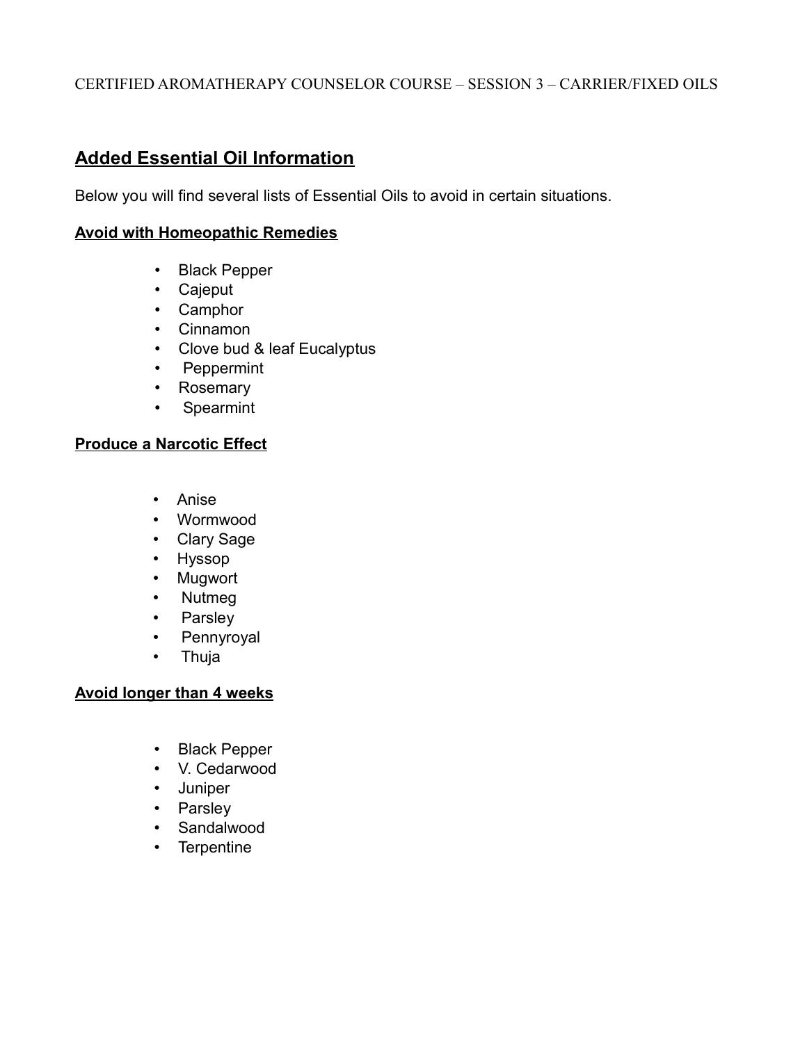CERTIFIED AROMATHERAPY COUNSELOR COURSE – SESSION 3 – CARRIER/FIXED OILS

## Added Essential Oil Information

Below you will find several lists of Essential Oils to avoid in certain situations.

### Avoid with Homeopathic Remedies

- Black Pepper
- Cajeput
- Camphor
- Cinnamon
- Clove bud & leaf Eucalyptus
- Peppermint
- Rosemary
- Spearmint

### Produce a Narcotic Effect

- Anise
- Wormwood
- Clary Sage
- Hyssop
- Mugwort
- Nutmeg
- Parsley
- Pennyroyal
- Thuja

### Avoid longer than 4 weeks

- Black Pepper
- V. Cedarwood
- Juniper
- Parsley
- Sandalwood
- Terpentine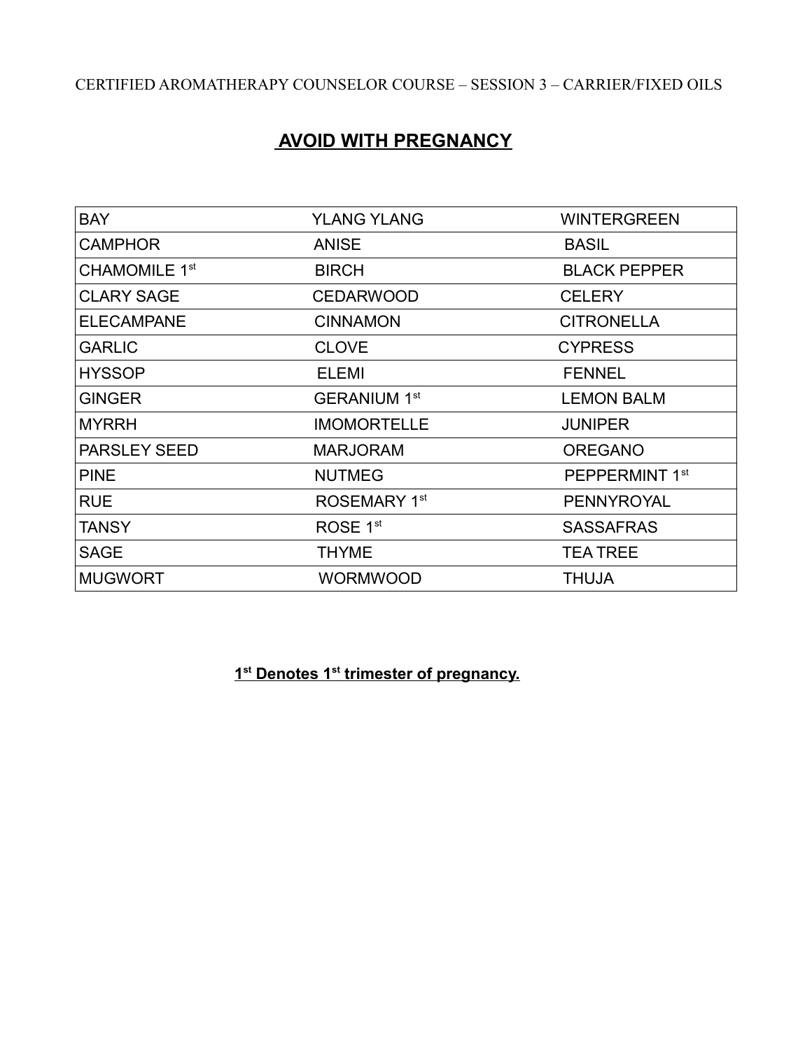## AVOID WITH PREGNANCY

| BAY | YLANG YLANG | WINTERGREEN |
| --- | --- | --- |
| CAMPHOR | ANISE | BASIL |
| CHAMOMILE 1st | BIRCH | BLACK PEPPER |
| CLARY SAGE | CEDARWOOD | CELERY |
| ELECAMPANE | CINNAMON | CITRONELLA |
| GARLIC | CLOVE | CYPRESS |
| HYSSOP | ELEMI | FENNEL |
| GINGER | GERANIUM 1st | LEMON BALM |
| MYRRH | IMOMORTELLE | JUNIPER |
| PARSLEY SEED | MARJORAM | OREGANO |
| PINE | NUTMEG | PEPPERMINT 1st |
| RUE | ROSEMARY 1st | PENNYROYAL |
| TANSY | ROSE 1st | SASSAFRAS |
| SAGE | THYME | TEA TREE |
| MUGWORT | WORMWOOD | THUJA |

**1st Denotes 1st trimester of pregnancy.**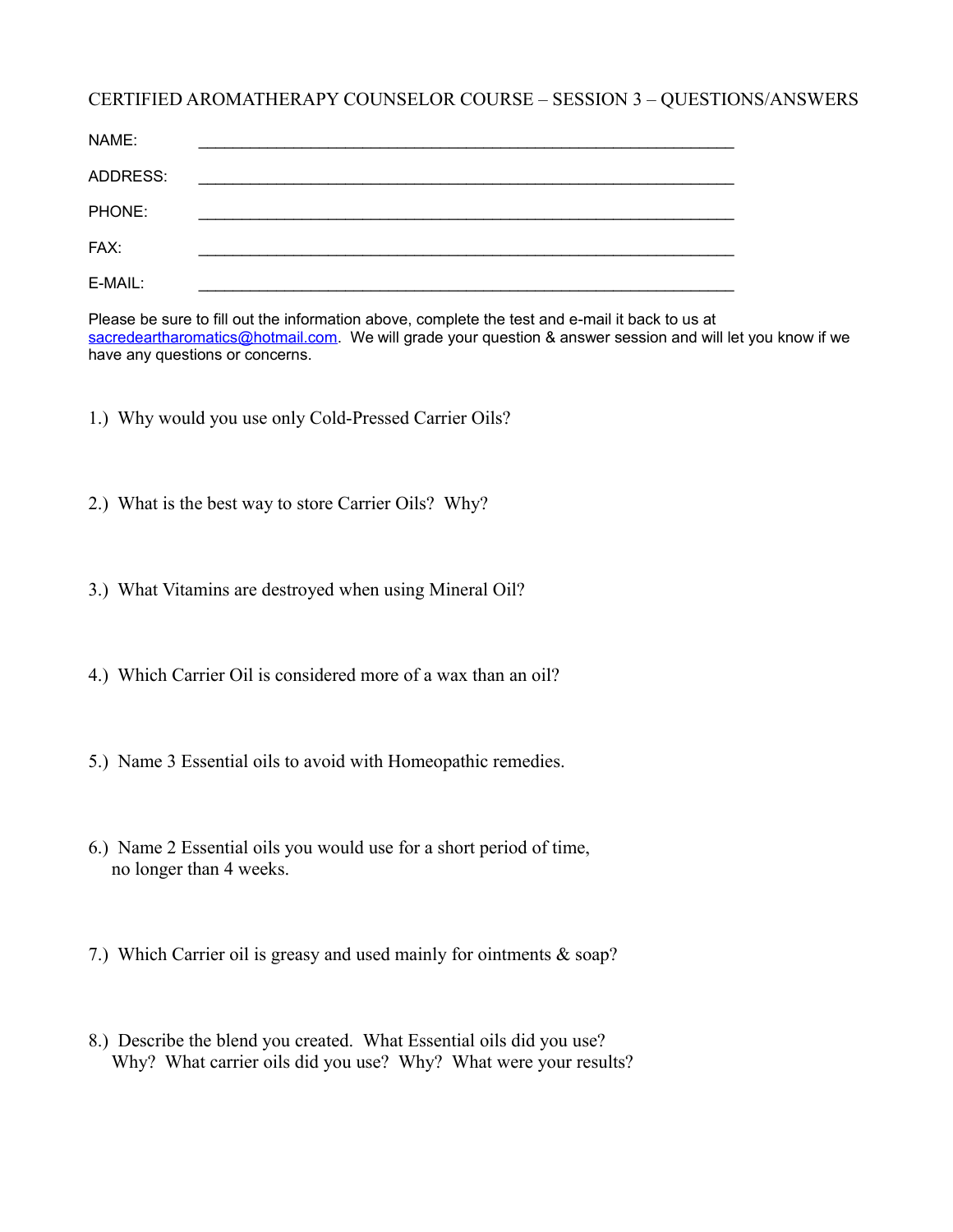# CERTIFIED AROMATHERAPY COUNSELOR COURSE – SESSION 3 – QUESTIONS/ANSWERS

NAME: \_\_\_\_\_\_\_\_\_\_\_\_\_\_\_\_\_\_\_\_\_\_\_\_\_\_\_\_\_\_\_\_\_\_\_\_\_\_\_\_\_\_\_\_\_\_\_\_\_\_\_\_\_\_\_\_

ADDRESS: \_\_\_\_\_\_\_\_\_\_\_\_\_\_\_\_\_\_\_\_\_\_\_\_\_\_\_\_\_\_\_\_\_\_\_\_\_\_\_\_\_\_\_\_\_\_\_\_\_\_\_\_\_\_\_\_

PHONE: \_\_\_\_\_\_\_\_\_\_\_\_\_\_\_\_\_\_\_\_\_\_\_\_\_\_\_\_\_\_\_\_\_\_\_\_\_\_\_\_\_\_\_\_\_\_\_\_\_\_\_\_\_\_\_\_

FAX: \_\_\_\_\_\_\_\_\_\_\_\_\_\_\_\_\_\_\_\_\_\_\_\_\_\_\_\_\_\_\_\_\_\_\_\_\_\_\_\_\_\_\_\_\_\_\_\_\_\_\_\_\_\_\_\_

E-MAIL: \_\_\_\_\_\_\_\_\_\_\_\_\_\_\_\_\_\_\_\_\_\_\_\_\_\_\_\_\_\_\_\_\_\_\_\_\_\_\_\_\_\_\_\_\_\_\_\_\_\_\_\_\_\_\_\_

Please be sure to fill out the information above, complete the test and e-mail it back to us at sacredeartharomatics@hotmail.com. We will grade your question & answer session and will let you know if we have any questions or concerns.

1.) Why would you use only Cold-Pressed Carrier Oils?

2.) What is the best way to store Carrier Oils? Why?

3.) What Vitamins are destroyed when using Mineral Oil?

4.) Which Carrier Oil is considered more of a wax than an oil?

5.) Name 3 Essential oils to avoid with Homeopathic remedies.

6.) Name 2 Essential oils you would use for a short period of time, no longer than 4 weeks.

7.) Which Carrier oil is greasy and used mainly for ointments & soap?

8.) Describe the blend you created. What Essential oils did you use? Why? What carrier oils did you use? Why? What were your results?